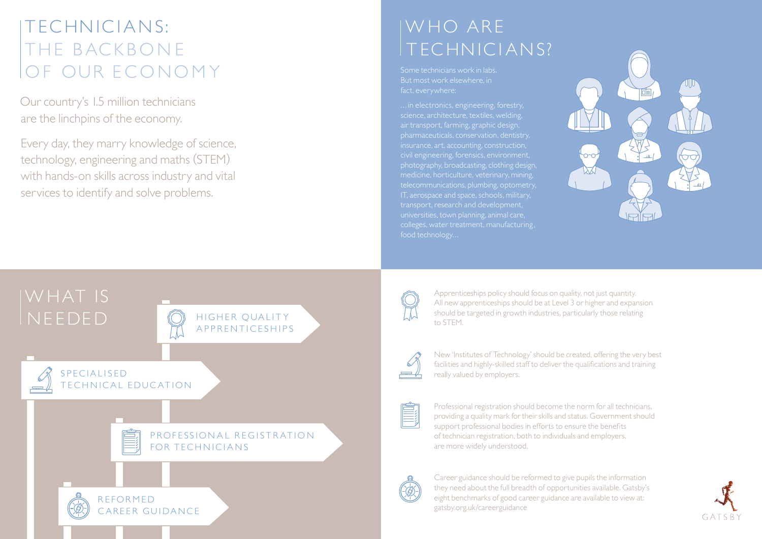# TECHNICIANS: THE BACKBONE OF OUR ECONOMY

Our country's 1.5 million technicians are the linchpins of the economy.

Every day, they marry knowledge of science, technology, engineering and maths (STEM) with hands-on skills across industry and vital services to identify and solve problems.

# WHO ARE TECHNICIANS?

Some technicians work in labs. But most work elsewhere, in fact, everywhere:

…in electronics, engineering, forestry, science, architecture, textiles, welding, air transport, farming, graphic design, pharmaceuticals, conservation, dentistry, insurance, art, accounting, construction, civil engineering, forensics, environment, photography, broadcasting, clothing design, medicine, horticulture, veterinary, mining, telecommunications, plumbing, optometry, IT, aerospace and space, schools, military, transport, research and development, universities, town planning, animal care, colleges, water treatment, manufacturing, food technology…

# WHAT IS NEEDED

## HIGHER QUALITY APPRENTICESHIPS

Apprenticeships policy should focus on quality, not just quantity. All new apprenticeships should be at Level 3 or higher and expansion should be targeted in growth industries, particularly those relating to STEM.

## SPECIALISED TECHNICAL EDUCATION

New 'Institutes of Technology' should be created, offering the very best facilities and highly-skilled staff to deliver the qualifications and training really valued by employers.

## PROFESSIONAL REGISTRATION FOR TECHNICIANS

Professional registration should become the norm for all technicians, providing a quality mark for their skills and status. Government should support professional bodies in efforts to ensure the benefits of technician registration, both to individuals and employers, are more widely understood.

## REFORMED CAREER GUIDANCE

Career guidance should be reformed to give pupils the information they need about the full breadth of opportunities available. Gatsby's eight benchmarks of good career guidance are available to view at: gatsby.org.uk/careerguidance

GATSBY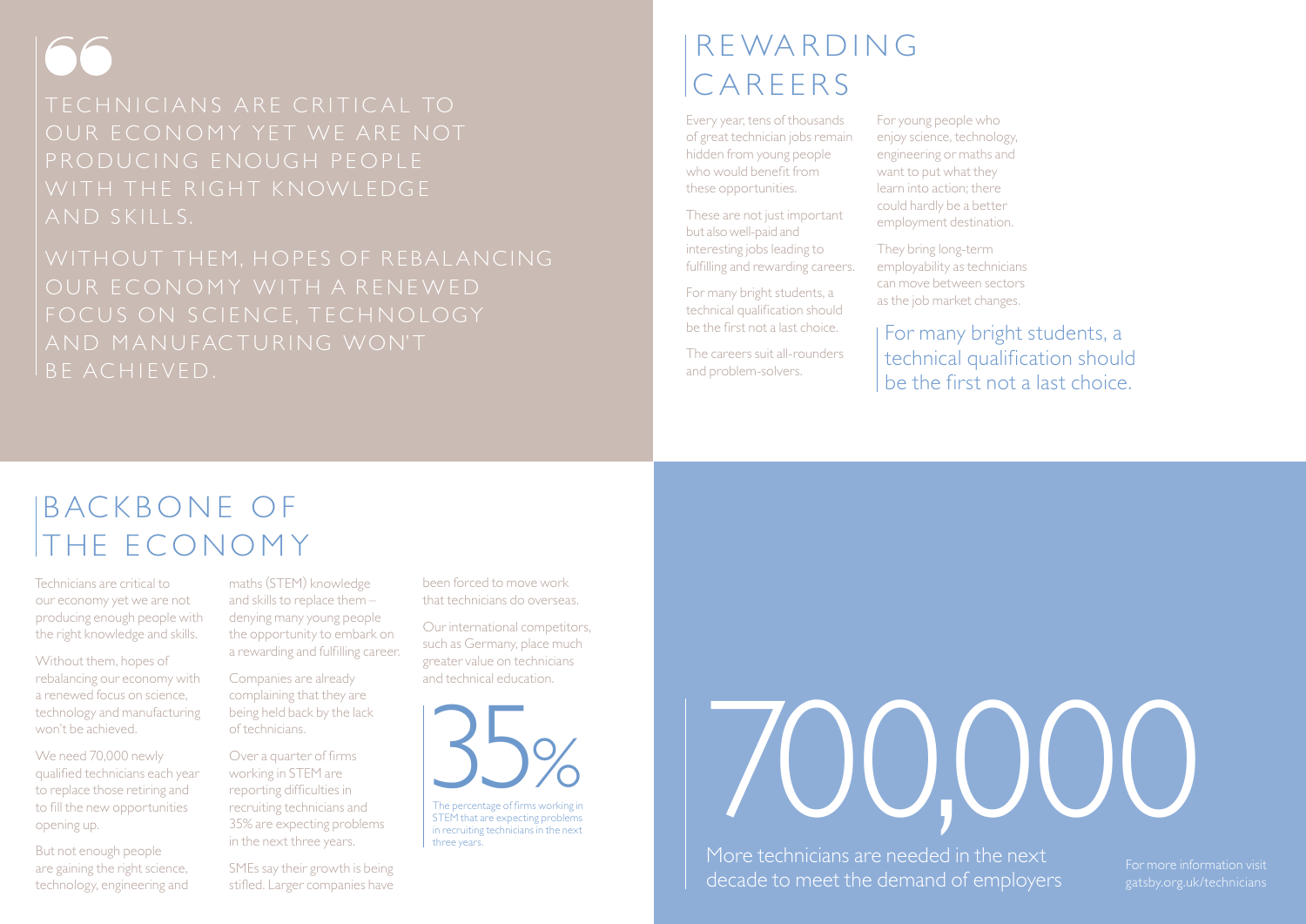> TECHNICIANS ARE CRITICAL TO OUR ECONOMY YET WE ARE NOT PRODUCING ENOUGH PEOPLE WITH THE RIGHT KNOWLEDGE AND SKILLS.
>
> WITHOUT THEM, HOPES OF REBALANCING OUR ECONOMY WITH A RENEWED FOCUS ON SCIENCE, TECHNOLOGY AND MANUFACTURING WON'T BE ACHIEVED.

## REWARDING CAREERS

Every year, tens of thousands of great technician jobs remain hidden from young people who would benefit from these opportunities.

These are not just important but also well-paid and interesting jobs leading to fulfilling and rewarding careers.

For many bright students, a technical qualification should be the first not a last choice.

The careers suit all-rounders and problem-solvers.

For young people who enjoy science, technology, engineering or maths and want to put what they learn into action; there could hardly be a better employment destination.

They bring long-term employability as technicians can move between sectors as the job market changes.

> For many bright students, a technical qualification should be the first not a last choice.

## BACKBONE OF THE ECONOMY

Technicians are critical to our economy yet we are not producing enough people with the right knowledge and skills.

Without them, hopes of rebalancing our economy with a renewed focus on science, technology and manufacturing won't be achieved.

We need 70,000 newly qualified technicians each year to replace those retiring and to fill the new opportunities opening up.

But not enough people are gaining the right science, technology, engineering and maths (STEM) knowledge and skills to replace them – denying many young people the opportunity to embark on a rewarding and fulfilling career.

Companies are already complaining that they are being held back by the lack of technicians.

Over a quarter of firms working in STEM are reporting difficulties in recruiting technicians and 35% are expecting problems in the next three years.

SMEs say their growth is being stifled. Larger companies have been forced to move work that technicians do overseas.

Our international competitors, such as Germany, place much greater value on technicians and technical education.

**35%**

The percentage of firms working in STEM that are expecting problems in recruiting technicians in the next three years.

**700,000**

More technicians are needed in the next decade to meet the demand of employers

For more information visit gatsby.org.uk/technicians